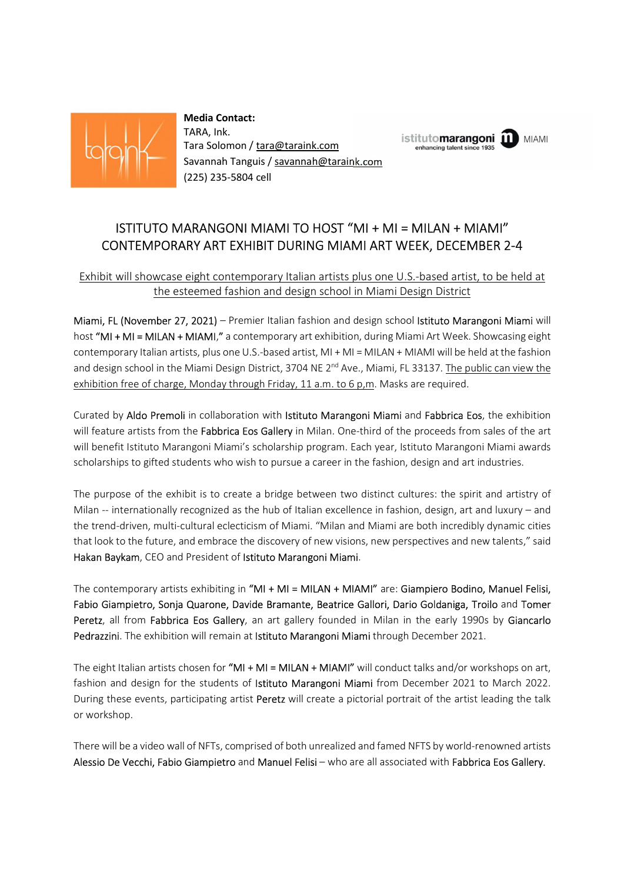**Media Contact:**
TARA, Ink.
Tara Solomon / tara@taraink.com
Savannah Tanguis / savannah@taraink.com
(225) 235-5804 cell

istitutomarangoni
enhancing talent since 1935
MIAMI

# ISTITUTO MARANGONI MIAMI TO HOST "MI + MI = MILAN + MIAMI" CONTEMPORARY ART EXHIBIT DURING MIAMI ART WEEK, DECEMBER 2-4

Exhibit will showcase eight contemporary Italian artists plus one U.S.-based artist, to be held at the esteemed fashion and design school in Miami Design District

Miami, FL (November 27, 2021) – Premier Italian fashion and design school Istituto Marangoni Miami will host "MI + MI = MILAN + MIAMI," a contemporary art exhibition, during Miami Art Week. Showcasing eight contemporary Italian artists, plus one U.S.-based artist, MI + MI = MILAN + MIAMI will be held at the fashion and design school in the Miami Design District, 3704 NE 2nd Ave., Miami, FL 33137. The public can view the exhibition free of charge, Monday through Friday, 11 a.m. to 6 p,m. Masks are required.

Curated by Aldo Premoli in collaboration with Istituto Marangoni Miami and Fabbrica Eos, the exhibition will feature artists from the Fabbrica Eos Gallery in Milan. One-third of the proceeds from sales of the art will benefit Istituto Marangoni Miami's scholarship program. Each year, Istituto Marangoni Miami awards scholarships to gifted students who wish to pursue a career in the fashion, design and art industries.

The purpose of the exhibit is to create a bridge between two distinct cultures: the spirit and artistry of Milan -- internationally recognized as the hub of Italian excellence in fashion, design, art and luxury – and the trend-driven, multi-cultural eclecticism of Miami. "Milan and Miami are both incredibly dynamic cities that look to the future, and embrace the discovery of new visions, new perspectives and new talents," said Hakan Baykam, CEO and President of Istituto Marangoni Miami.

The contemporary artists exhibiting in "MI + MI = MILAN + MIAMI" are: Giampiero Bodino, Manuel Felisi, Fabio Giampietro, Sonja Quarone, Davide Bramante, Beatrice Gallori, Dario Goldaniga, Troilo and Tomer Peretz, all from Fabbrica Eos Gallery, an art gallery founded in Milan in the early 1990s by Giancarlo Pedrazzini. The exhibition will remain at Istituto Marangoni Miami through December 2021.

The eight Italian artists chosen for "MI + MI = MILAN + MIAMI" will conduct talks and/or workshops on art, fashion and design for the students of Istituto Marangoni Miami from December 2021 to March 2022. During these events, participating artist Peretz will create a pictorial portrait of the artist leading the talk or workshop.

There will be a video wall of NFTs, comprised of both unrealized and famed NFTS by world-renowned artists Alessio De Vecchi, Fabio Giampietro and Manuel Felisi – who are all associated with Fabbrica Eos Gallery.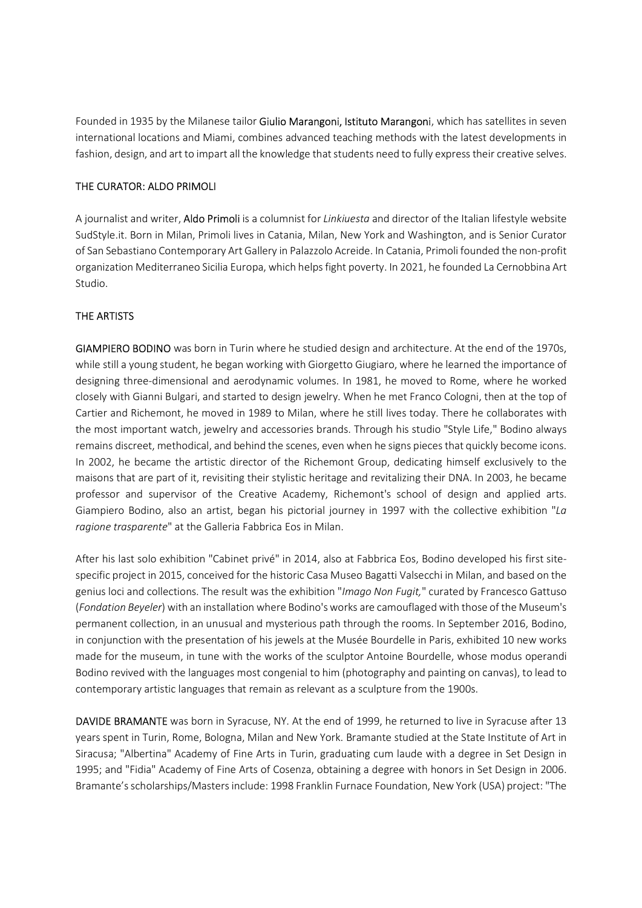Founded in 1935 by the Milanese tailor Giulio Marangoni, Istituto Marangoni, which has satellites in seven international locations and Miami, combines advanced teaching methods with the latest developments in fashion, design, and art to impart all the knowledge that students need to fully express their creative selves.

## THE CURATOR: ALDO PRIMOLI

A journalist and writer, Aldo Primoli is a columnist for *Linkiuesta* and director of the Italian lifestyle website SudStyle.it. Born in Milan, Primoli lives in Catania, Milan, New York and Washington, and is Senior Curator of San Sebastiano Contemporary Art Gallery in Palazzolo Acreide. In Catania, Primoli founded the non-profit organization Mediterraneo Sicilia Europa, which helps fight poverty. In 2021, he founded La Cernobbina Art Studio.

## THE ARTISTS

GIAMPIERO BODINO was born in Turin where he studied design and architecture. At the end of the 1970s, while still a young student, he began working with Giorgetto Giugiaro, where he learned the importance of designing three-dimensional and aerodynamic volumes. In 1981, he moved to Rome, where he worked closely with Gianni Bulgari, and started to design jewelry. When he met Franco Cologni, then at the top of Cartier and Richemont, he moved in 1989 to Milan, where he still lives today. There he collaborates with the most important watch, jewelry and accessories brands. Through his studio "Style Life," Bodino always remains discreet, methodical, and behind the scenes, even when he signs pieces that quickly become icons. In 2002, he became the artistic director of the Richemont Group, dedicating himself exclusively to the maisons that are part of it, revisiting their stylistic heritage and revitalizing their DNA. In 2003, he became professor and supervisor of the Creative Academy, Richemont's school of design and applied arts. Giampiero Bodino, also an artist, began his pictorial journey in 1997 with the collective exhibition "*La ragione trasparente*" at the Galleria Fabbrica Eos in Milan.

After his last solo exhibition "Cabinet privé" in 2014, also at Fabbrica Eos, Bodino developed his first site-specific project in 2015, conceived for the historic Casa Museo Bagatti Valsecchi in Milan, and based on the genius loci and collections. The result was the exhibition "*Imago Non Fugit,*" curated by Francesco Gattuso (*Fondation Beyeler*) with an installation where Bodino's works are camouflaged with those of the Museum's permanent collection, in an unusual and mysterious path through the rooms. In September 2016, Bodino, in conjunction with the presentation of his jewels at the Musée Bourdelle in Paris, exhibited 10 new works made for the museum, in tune with the works of the sculptor Antoine Bourdelle, whose modus operandi Bodino revived with the languages most congenial to him (photography and painting on canvas), to lead to contemporary artistic languages that remain as relevant as a sculpture from the 1900s.

DAVIDE BRAMANTE was born in Syracuse, NY. At the end of 1999, he returned to live in Syracuse after 13 years spent in Turin, Rome, Bologna, Milan and New York. Bramante studied at the State Institute of Art in Siracusa; "Albertina" Academy of Fine Arts in Turin, graduating cum laude with a degree in Set Design in 1995; and "Fidia" Academy of Fine Arts of Cosenza, obtaining a degree with honors in Set Design in 2006. Bramante's scholarships/Masters include: 1998 Franklin Furnace Foundation, New York (USA) project: "The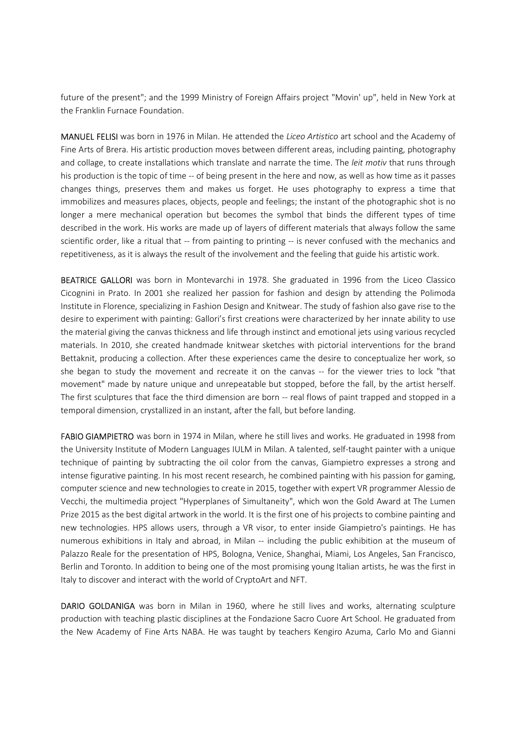future of the present"; and the 1999 Ministry of Foreign Affairs project "Movin' up", held in New York at the Franklin Furnace Foundation.

**MANUEL FELISI** was born in 1976 in Milan. He attended the *Liceo Artistico* art school and the Academy of Fine Arts of Brera. His artistic production moves between different areas, including painting, photography and collage, to create installations which translate and narrate the time. The *leit motiv* that runs through his production is the topic of time -- of being present in the here and now, as well as how time as it passes changes things, preserves them and makes us forget. He uses photography to express a time that immobilizes and measures places, objects, people and feelings; the instant of the photographic shot is no longer a mere mechanical operation but becomes the symbol that binds the different types of time described in the work. His works are made up of layers of different materials that always follow the same scientific order, like a ritual that -- from painting to printing -- is never confused with the mechanics and repetitiveness, as it is always the result of the involvement and the feeling that guide his artistic work.

**BEATRICE GALLORI** was born in Montevarchi in 1978. She graduated in 1996 from the Liceo Classico Cicognini in Prato. In 2001 she realized her passion for fashion and design by attending the Polimoda Institute in Florence, specializing in Fashion Design and Knitwear. The study of fashion also gave rise to the desire to experiment with painting: Gallori's first creations were characterized by her innate ability to use the material giving the canvas thickness and life through instinct and emotional jets using various recycled materials. In 2010, she created handmade knitwear sketches with pictorial interventions for the brand Bettaknit, producing a collection. After these experiences came the desire to conceptualize her work, so she began to study the movement and recreate it on the canvas -- for the viewer tries to lock "that movement" made by nature unique and unrepeatable but stopped, before the fall, by the artist herself. The first sculptures that face the third dimension are born -- real flows of paint trapped and stopped in a temporal dimension, crystallized in an instant, after the fall, but before landing.

**FABIO GIAMPIETRO** was born in 1974 in Milan, where he still lives and works. He graduated in 1998 from the University Institute of Modern Languages IULM in Milan. A talented, self-taught painter with a unique technique of painting by subtracting the oil color from the canvas, Giampietro expresses a strong and intense figurative painting. In his most recent research, he combined painting with his passion for gaming, computer science and new technologies to create in 2015, together with expert VR programmer Alessio de Vecchi, the multimedia project "Hyperplanes of Simultaneity", which won the Gold Award at The Lumen Prize 2015 as the best digital artwork in the world. It is the first one of his projects to combine painting and new technologies. HPS allows users, through a VR visor, to enter inside Giampietro's paintings. He has numerous exhibitions in Italy and abroad, in Milan -- including the public exhibition at the museum of Palazzo Reale for the presentation of HPS, Bologna, Venice, Shanghai, Miami, Los Angeles, San Francisco, Berlin and Toronto. In addition to being one of the most promising young Italian artists, he was the first in Italy to discover and interact with the world of CryptoArt and NFT.

**DARIO GOLDANIGA** was born in Milan in 1960, where he still lives and works, alternating sculpture production with teaching plastic disciplines at the Fondazione Sacro Cuore Art School. He graduated from the New Academy of Fine Arts NABA. He was taught by teachers Kengiro Azuma, Carlo Mo and Gianni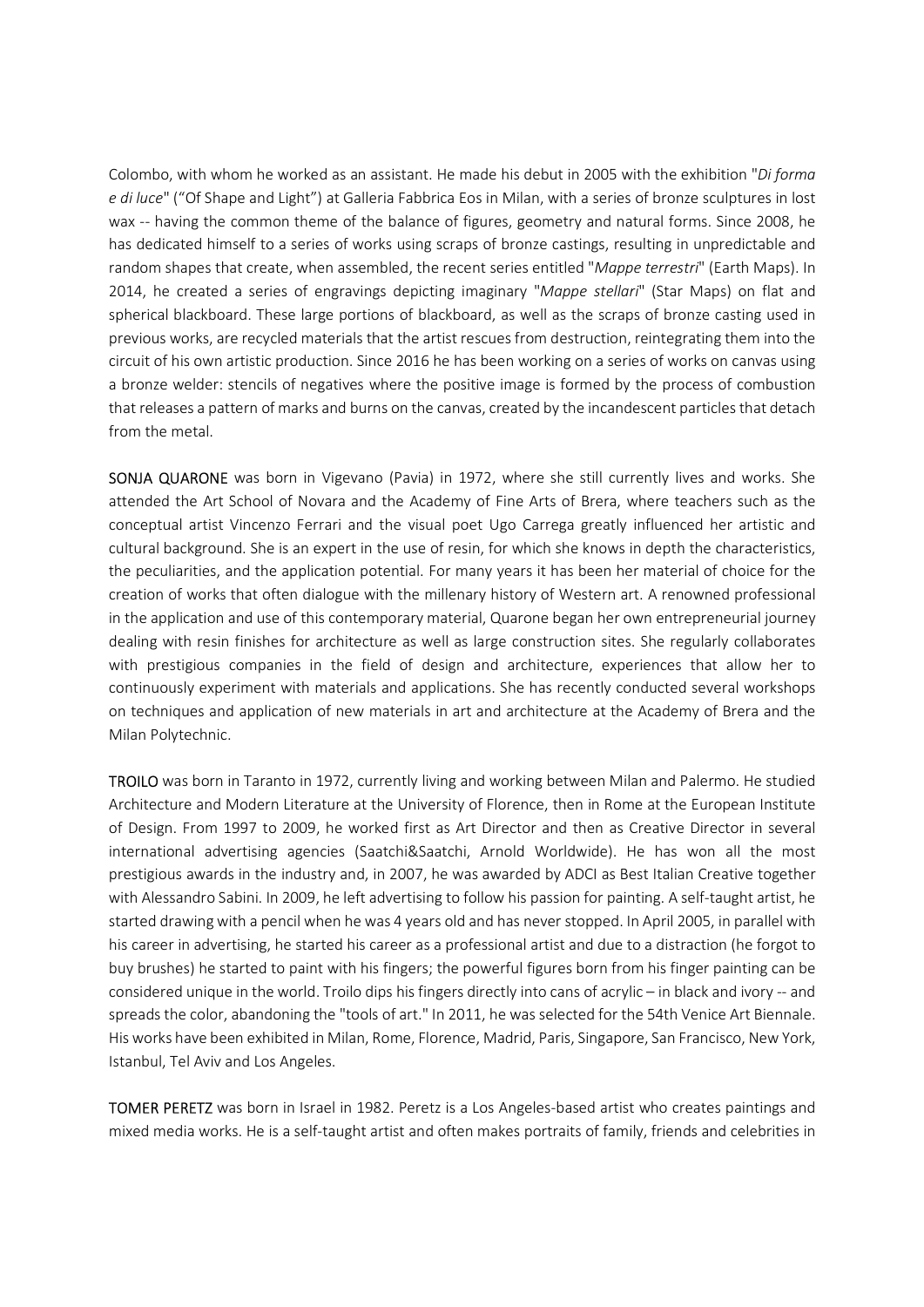Colombo, with whom he worked as an assistant. He made his debut in 2005 with the exhibition "*Di forma e di luce*" ("Of Shape and Light") at Galleria Fabbrica Eos in Milan, with a series of bronze sculptures in lost wax -- having the common theme of the balance of figures, geometry and natural forms. Since 2008, he has dedicated himself to a series of works using scraps of bronze castings, resulting in unpredictable and random shapes that create, when assembled, the recent series entitled "*Mappe terrestri*" (Earth Maps). In 2014, he created a series of engravings depicting imaginary "*Mappe stellari*" (Star Maps) on flat and spherical blackboard. These large portions of blackboard, as well as the scraps of bronze casting used in previous works, are recycled materials that the artist rescues from destruction, reintegrating them into the circuit of his own artistic production. Since 2016 he has been working on a series of works on canvas using a bronze welder: stencils of negatives where the positive image is formed by the process of combustion that releases a pattern of marks and burns on the canvas, created by the incandescent particles that detach from the metal.

SONJA QUARONE was born in Vigevano (Pavia) in 1972, where she still currently lives and works. She attended the Art School of Novara and the Academy of Fine Arts of Brera, where teachers such as the conceptual artist Vincenzo Ferrari and the visual poet Ugo Carrega greatly influenced her artistic and cultural background. She is an expert in the use of resin, for which she knows in depth the characteristics, the peculiarities, and the application potential. For many years it has been her material of choice for the creation of works that often dialogue with the millenary history of Western art. A renowned professional in the application and use of this contemporary material, Quarone began her own entrepreneurial journey dealing with resin finishes for architecture as well as large construction sites. She regularly collaborates with prestigious companies in the field of design and architecture, experiences that allow her to continuously experiment with materials and applications. She has recently conducted several workshops on techniques and application of new materials in art and architecture at the Academy of Brera and the Milan Polytechnic.

TROILO was born in Taranto in 1972, currently living and working between Milan and Palermo. He studied Architecture and Modern Literature at the University of Florence, then in Rome at the European Institute of Design. From 1997 to 2009, he worked first as Art Director and then as Creative Director in several international advertising agencies (Saatchi&Saatchi, Arnold Worldwide). He has won all the most prestigious awards in the industry and, in 2007, he was awarded by ADCI as Best Italian Creative together with Alessandro Sabini. In 2009, he left advertising to follow his passion for painting. A self-taught artist, he started drawing with a pencil when he was 4 years old and has never stopped. In April 2005, in parallel with his career in advertising, he started his career as a professional artist and due to a distraction (he forgot to buy brushes) he started to paint with his fingers; the powerful figures born from his finger painting can be considered unique in the world. Troilo dips his fingers directly into cans of acrylic – in black and ivory -- and spreads the color, abandoning the "tools of art." In 2011, he was selected for the 54th Venice Art Biennale. His works have been exhibited in Milan, Rome, Florence, Madrid, Paris, Singapore, San Francisco, New York, Istanbul, Tel Aviv and Los Angeles.

TOMER PERETZ was born in Israel in 1982. Peretz is a Los Angeles-based artist who creates paintings and mixed media works. He is a self-taught artist and often makes portraits of family, friends and celebrities in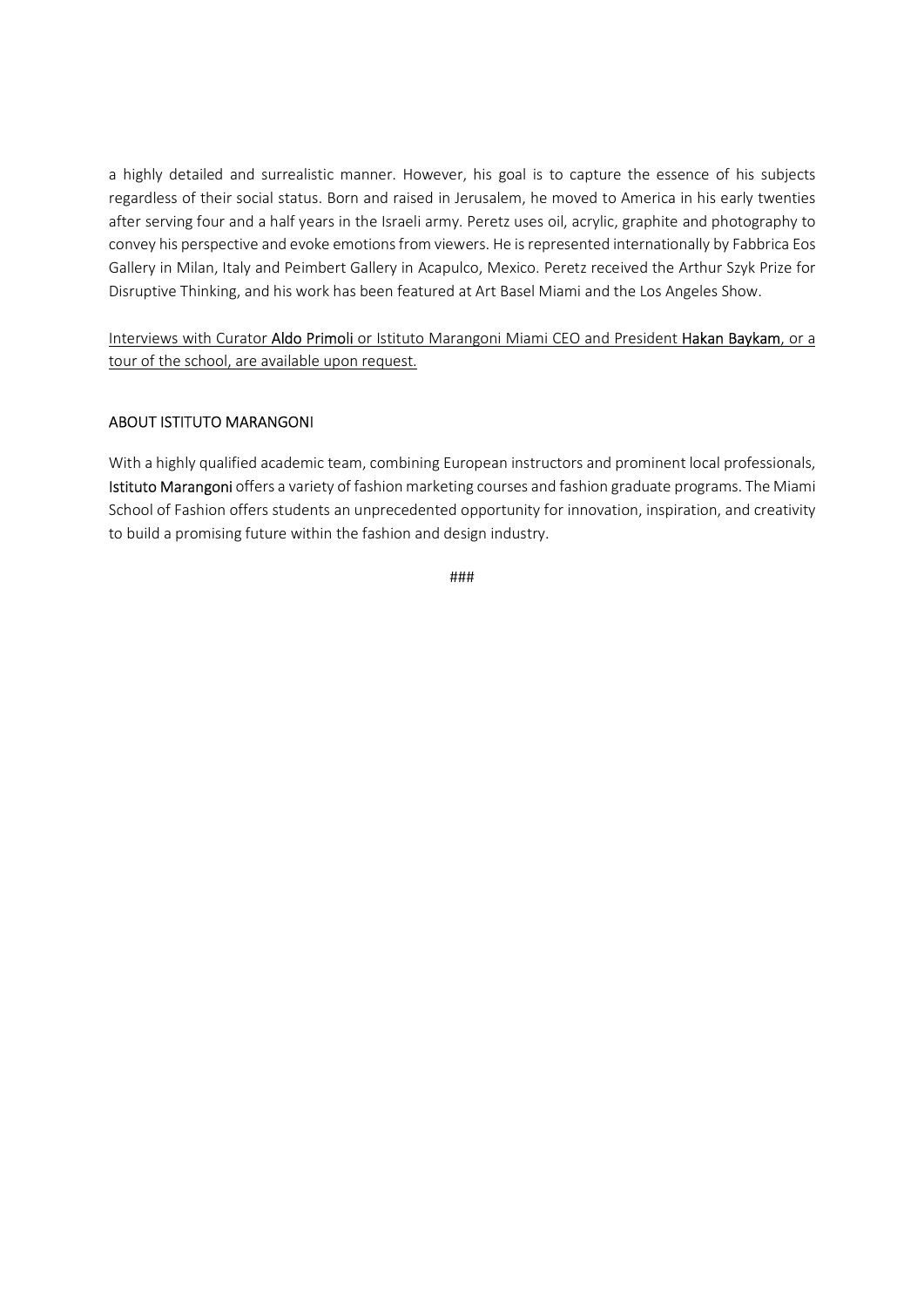a highly detailed and surrealistic manner. However, his goal is to capture the essence of his subjects regardless of their social status. Born and raised in Jerusalem, he moved to America in his early twenties after serving four and a half years in the Israeli army. Peretz uses oil, acrylic, graphite and photography to convey his perspective and evoke emotions from viewers. He is represented internationally by Fabbrica Eos Gallery in Milan, Italy and Peimbert Gallery in Acapulco, Mexico. Peretz received the Arthur Szyk Prize for Disruptive Thinking, and his work has been featured at Art Basel Miami and the Los Angeles Show.

Interviews with Curator Aldo Primoli or Istituto Marangoni Miami CEO and President Hakan Baykam, or a tour of the school, are available upon request.

## ABOUT ISTITUTO MARANGONI

With a highly qualified academic team, combining European instructors and prominent local professionals, Istituto Marangoni offers a variety of fashion marketing courses and fashion graduate programs. The Miami School of Fashion offers students an unprecedented opportunity for innovation, inspiration, and creativity to build a promising future within the fashion and design industry.

###